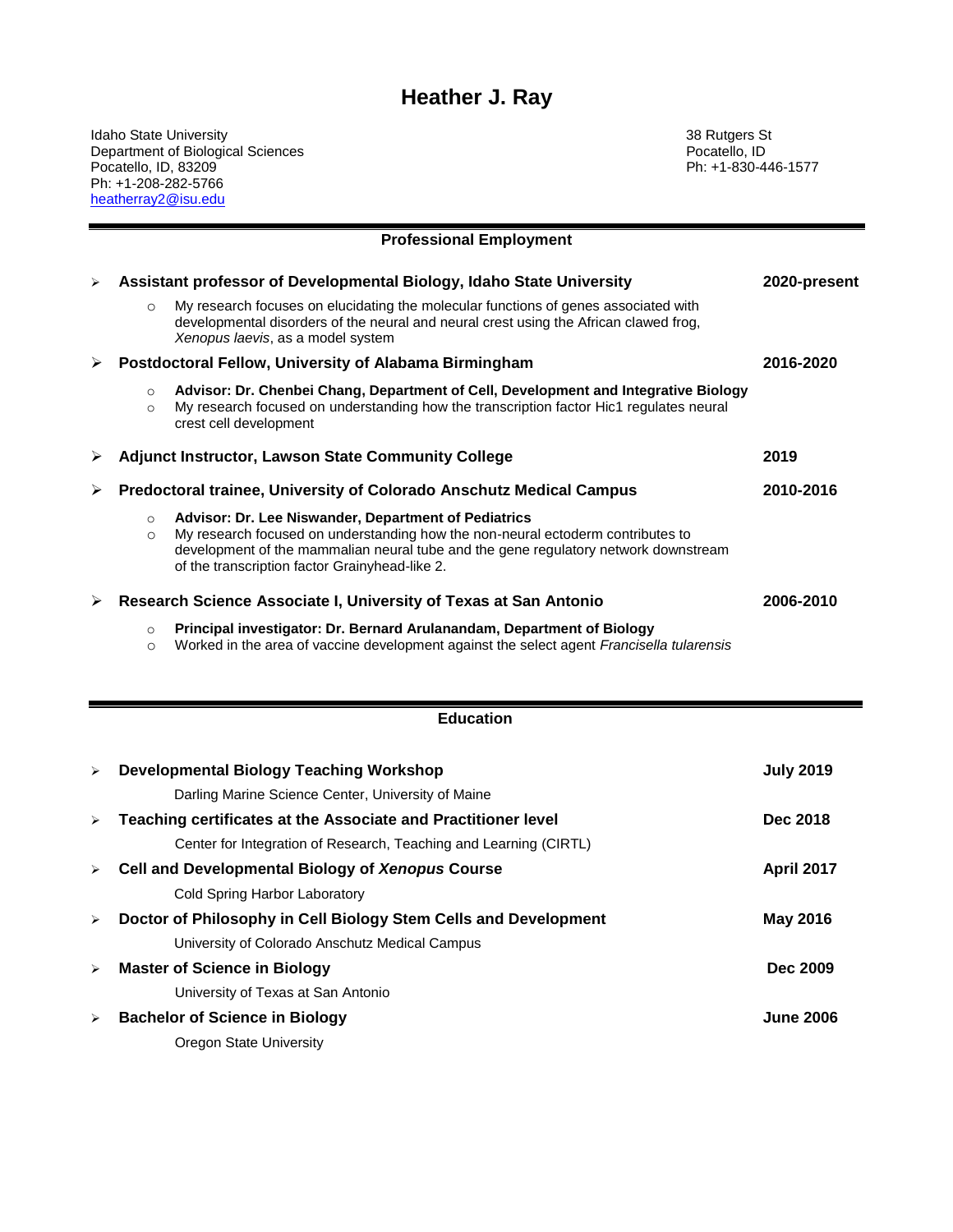# Heather J. Ray

Idaho State University
Department of Biological Sciences
Pocatello, ID, 83209
Ph: +1-208-282-5766
heatherray2@isu.edu

38 Rutgers St
Pocatello, ID
Ph: +1-830-446-1577

## Professional Employment

- **Assistant professor of Developmental Biology, Idaho State University** — **2020-present**
  - My research focuses on elucidating the molecular functions of genes associated with developmental disorders of the neural and neural crest using the African clawed frog, *Xenopus laevis*, as a model system
- **Postdoctoral Fellow, University of Alabama Birmingham** — **2016-2020**
  - **Advisor: Dr. Chenbei Chang, Department of Cell, Development and Integrative Biology**
  - My research focused on understanding how the transcription factor Hic1 regulates neural crest cell development
- **Adjunct Instructor, Lawson State Community College** — **2019**
- **Predoctoral trainee, University of Colorado Anschutz Medical Campus** — **2010-2016**
  - **Advisor: Dr. Lee Niswander, Department of Pediatrics**
  - My research focused on understanding how the non-neural ectoderm contributes to development of the mammalian neural tube and the gene regulatory network downstream of the transcription factor Grainyhead-like 2.
- **Research Science Associate I, University of Texas at San Antonio** — **2006-2010**
  - **Principal investigator: Dr. Bernard Arulanandam, Department of Biology**
  - Worked in the area of vaccine development against the select agent *Francisella tularensis*

## Education

- **Developmental Biology Teaching Workshop** — **July 2019**
  Darling Marine Science Center, University of Maine
- **Teaching certificates at the Associate and Practitioner level** — **Dec 2018**
  Center for Integration of Research, Teaching and Learning (CIRTL)
- **Cell and Developmental Biology of *Xenopus* Course** — **April 2017**
  Cold Spring Harbor Laboratory
- **Doctor of Philosophy in Cell Biology Stem Cells and Development** — **May 2016**
  University of Colorado Anschutz Medical Campus
- **Master of Science in Biology** — **Dec 2009**
  University of Texas at San Antonio
- **Bachelor of Science in Biology** — **June 2006**
  Oregon State University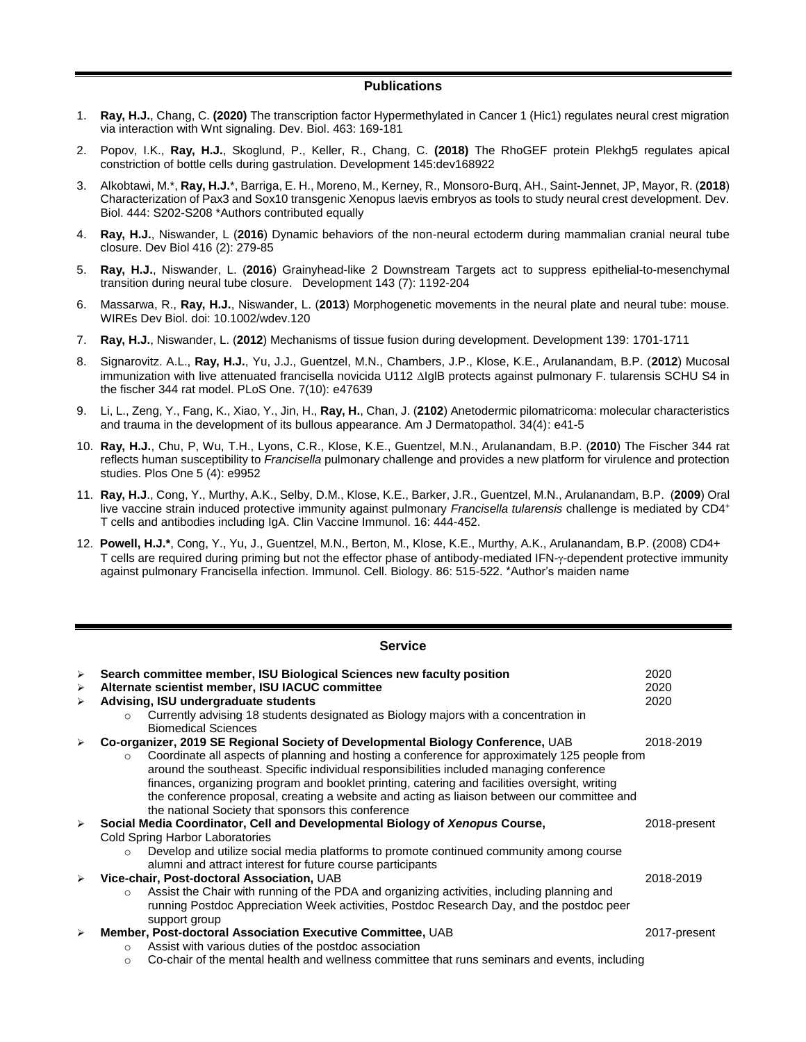## Publications

1. **Ray, H.J.**, Chang, C. **(2020)** The transcription factor Hypermethylated in Cancer 1 (Hic1) regulates neural crest migration via interaction with Wnt signaling. Dev. Biol. 463: 169-181
2. Popov, I.K., **Ray, H.J.**, Skoglund, P., Keller, R., Chang, C. **(2018)** The RhoGEF protein Plekhg5 regulates apical constriction of bottle cells during gastrulation. Development 145:dev168922
3. Alkobtawi, M.*, **Ray, H.J.***, Barriga, E. H., Moreno, M., Kerney, R., Monsoro-Burq, AH., Saint-Jennet, JP, Mayor, R. (**2018**) Characterization of Pax3 and Sox10 transgenic Xenopus laevis embryos as tools to study neural crest development. Dev. Biol. 444: S202-S208 *Authors contributed equally
4. **Ray, H.J.**, Niswander, L (**2016**) Dynamic behaviors of the non-neural ectoderm during mammalian cranial neural tube closure. Dev Biol 416 (2): 279-85
5. **Ray, H.J.**, Niswander, L. (**2016**) Grainyhead-like 2 Downstream Targets act to suppress epithelial-to-mesenchymal transition during neural tube closure. Development 143 (7): 1192-204
6. Massarwa, R., **Ray, H.J.**, Niswander, L. (**2013**) Morphogenetic movements in the neural plate and neural tube: mouse. WIREs Dev Biol. doi: 10.1002/wdev.120
7. **Ray, H.J.**, Niswander, L. (**2012**) Mechanisms of tissue fusion during development. Development 139: 1701-1711
8. Signarovitz. A.L., **Ray, H.J.**, Yu, J.J., Guentzel, M.N., Chambers, J.P., Klose, K.E., Arulanandam, B.P. (**2012**) Mucosal immunization with live attenuated francisella novicida U112 ΔIglB protects against pulmonary F. tularensis SCHU S4 in the fischer 344 rat model. PLoS One. 7(10): e47639
9. Li, L., Zeng, Y., Fang, K., Xiao, Y., Jin, H., **Ray, H.**, Chan, J. (**2102**) Anetodermic pilomatricoma: molecular characteristics and trauma in the development of its bullous appearance. Am J Dermatopathol. 34(4): e41-5
10. **Ray, H.J.**, Chu, P, Wu, T.H., Lyons, C.R., Klose, K.E., Guentzel, M.N., Arulanandam, B.P. (**2010**) The Fischer 344 rat reflects human susceptibility to *Francisella* pulmonary challenge and provides a new platform for virulence and protection studies. Plos One 5 (4): e9952
11. **Ray, H.J**., Cong, Y., Murthy, A.K., Selby, D.M., Klose, K.E., Barker, J.R., Guentzel, M.N., Arulanandam, B.P. (**2009**) Oral live vaccine strain induced protective immunity against pulmonary *Francisella tularensis* challenge is mediated by $CD4^+$ T cells and antibodies including IgA. Clin Vaccine Immunol. 16: 444-452.
12. **Powell, H.J.***, Cong, Y., Yu, J., Guentzel, M.N., Berton, M., Klose, K.E., Murthy, A.K., Arulanandam, B.P. (2008) CD4+ T cells are required during priming but not the effector phase of antibody-mediated IFN-γ-dependent protective immunity against pulmonary Francisella infection. Immunol. Cell. Biology. 86: 515-522. *Author's maiden name

## Service

- **Search committee member, ISU Biological Sciences new faculty position** — 2020
- **Alternate scientist member, ISU IACUC committee** — 2020
- **Advising, ISU undergraduate students** — 2020
  - Currently advising 18 students designated as Biology majors with a concentration in Biomedical Sciences
- **Co-organizer, 2019 SE Regional Society of Developmental Biology Conference,** UAB — 2018-2019
  - Coordinate all aspects of planning and hosting a conference for approximately 125 people from around the southeast. Specific individual responsibilities included managing conference finances, organizing program and booklet printing, catering and facilities oversight, writing the conference proposal, creating a website and acting as liaison between our committee and the national Society that sponsors this conference
- **Social Media Coordinator, Cell and Developmental Biology of *Xenopus* Course,** Cold Spring Harbor Laboratories — 2018-present
  - Develop and utilize social media platforms to promote continued community among course alumni and attract interest for future course participants
- **Vice-chair, Post-doctoral Association,** UAB — 2018-2019
  - Assist the Chair with running of the PDA and organizing activities, including planning and running Postdoc Appreciation Week activities, Postdoc Research Day, and the postdoc peer support group
- **Member, Post-doctoral Association Executive Committee,** UAB — 2017-present
  - Assist with various duties of the postdoc association
  - Co-chair of the mental health and wellness committee that runs seminars and events, including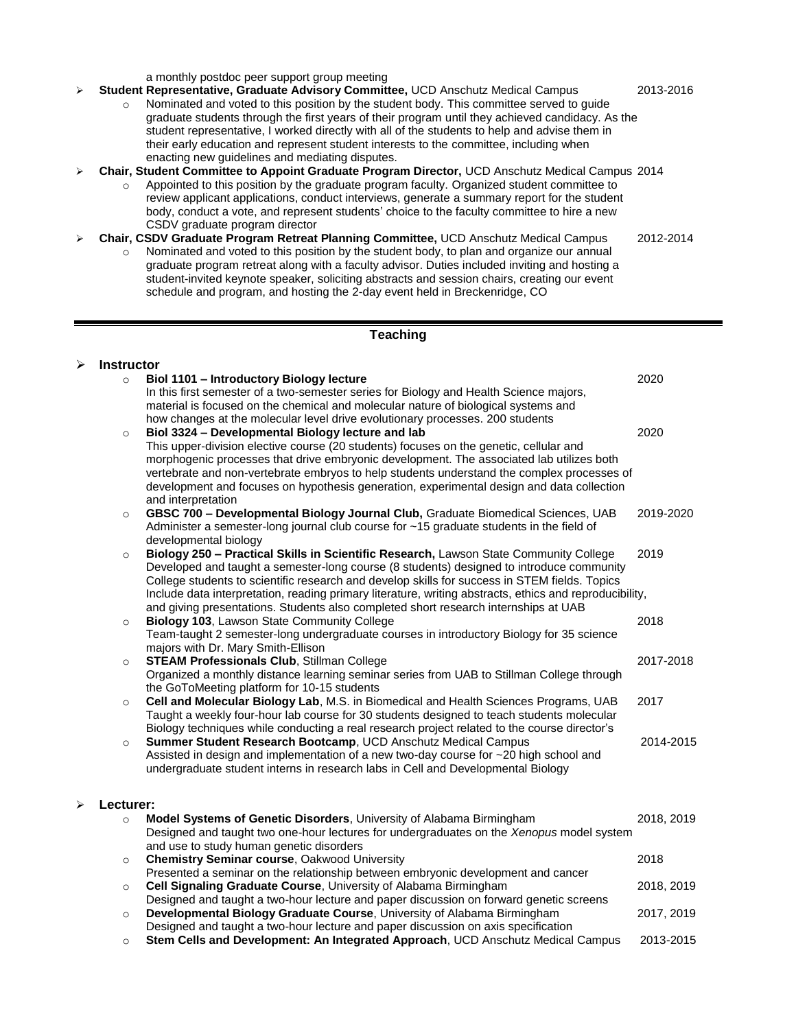a monthly postdoc peer support group meeting

- **Student Representative, Graduate Advisory Committee,** UCD Anschutz Medical Campus 2013-2016
  - Nominated and voted to this position by the student body. This committee served to guide graduate students through the first years of their program until they achieved candidacy. As the student representative, I worked directly with all of the students to help and advise them in their early education and represent student interests to the committee, including when enacting new guidelines and mediating disputes.
- **Chair, Student Committee to Appoint Graduate Program Director,** UCD Anschutz Medical Campus 2014
  - Appointed to this position by the graduate program faculty. Organized student committee to review applicant applications, conduct interviews, generate a summary report for the student body, conduct a vote, and represent students' choice to the faculty committee to hire a new CSDV graduate program director
- **Chair, CSDV Graduate Program Retreat Planning Committee,** UCD Anschutz Medical Campus 2012-2014
  - Nominated and voted to this position by the student body, to plan and organize our annual graduate program retreat along with a faculty advisor. Duties included inviting and hosting a student-invited keynote speaker, soliciting abstracts and session chairs, creating our event schedule and program, and hosting the 2-day event held in Breckenridge, CO

## Teaching

- **Instructor**
  - **Biol 1101 – Introductory Biology lecture** 2020
    In this first semester of a two-semester series for Biology and Health Science majors, material is focused on the chemical and molecular nature of biological systems and how changes at the molecular level drive evolutionary processes. 200 students
  - **Biol 3324 – Developmental Biology lecture and lab** 2020
    This upper-division elective course (20 students) focuses on the genetic, cellular and morphogenic processes that drive embryonic development. The associated lab utilizes both vertebrate and non-vertebrate embryos to help students understand the complex processes of development and focuses on hypothesis generation, experimental design and data collection and interpretation
  - **GBSC 700 – Developmental Biology Journal Club,** Graduate Biomedical Sciences, UAB 2019-2020
    Administer a semester-long journal club course for ~15 graduate students in the field of developmental biology
  - **Biology 250 – Practical Skills in Scientific Research,** Lawson State Community College 2019
    Developed and taught a semester-long course (8 students) designed to introduce community College students to scientific research and develop skills for success in STEM fields. Topics Include data interpretation, reading primary literature, writing abstracts, ethics and reproducibility, and giving presentations. Students also completed short research internships at UAB
  - **Biology 103**, Lawson State Community College 2018
    Team-taught 2 semester-long undergraduate courses in introductory Biology for 35 science majors with Dr. Mary Smith-Ellison
  - **STEAM Professionals Club**, Stillman College 2017-2018
    Organized a monthly distance learning seminar series from UAB to Stillman College through the GoToMeeting platform for 10-15 students
  - **Cell and Molecular Biology Lab**, M.S. in Biomedical and Health Sciences Programs, UAB 2017
    Taught a weekly four-hour lab course for 30 students designed to teach students molecular Biology techniques while conducting a real research project related to the course director's
  - **Summer Student Research Bootcamp**, UCD Anschutz Medical Campus 2014-2015
    Assisted in design and implementation of a new two-day course for ~20 high school and undergraduate student interns in research labs in Cell and Developmental Biology

- **Lecturer:**
  - **Model Systems of Genetic Disorders**, University of Alabama Birmingham 2018, 2019
    Designed and taught two one-hour lectures for undergraduates on the *Xenopus* model system and use to study human genetic disorders
  - **Chemistry Seminar course**, Oakwood University 2018
    Presented a seminar on the relationship between embryonic development and cancer
  - **Cell Signaling Graduate Course**, University of Alabama Birmingham 2018, 2019
    Designed and taught a two-hour lecture and paper discussion on forward genetic screens
  - **Developmental Biology Graduate Course**, University of Alabama Birmingham 2017, 2019
    Designed and taught a two-hour lecture and paper discussion on axis specification
  - **Stem Cells and Development: An Integrated Approach**, UCD Anschutz Medical Campus 2013-2015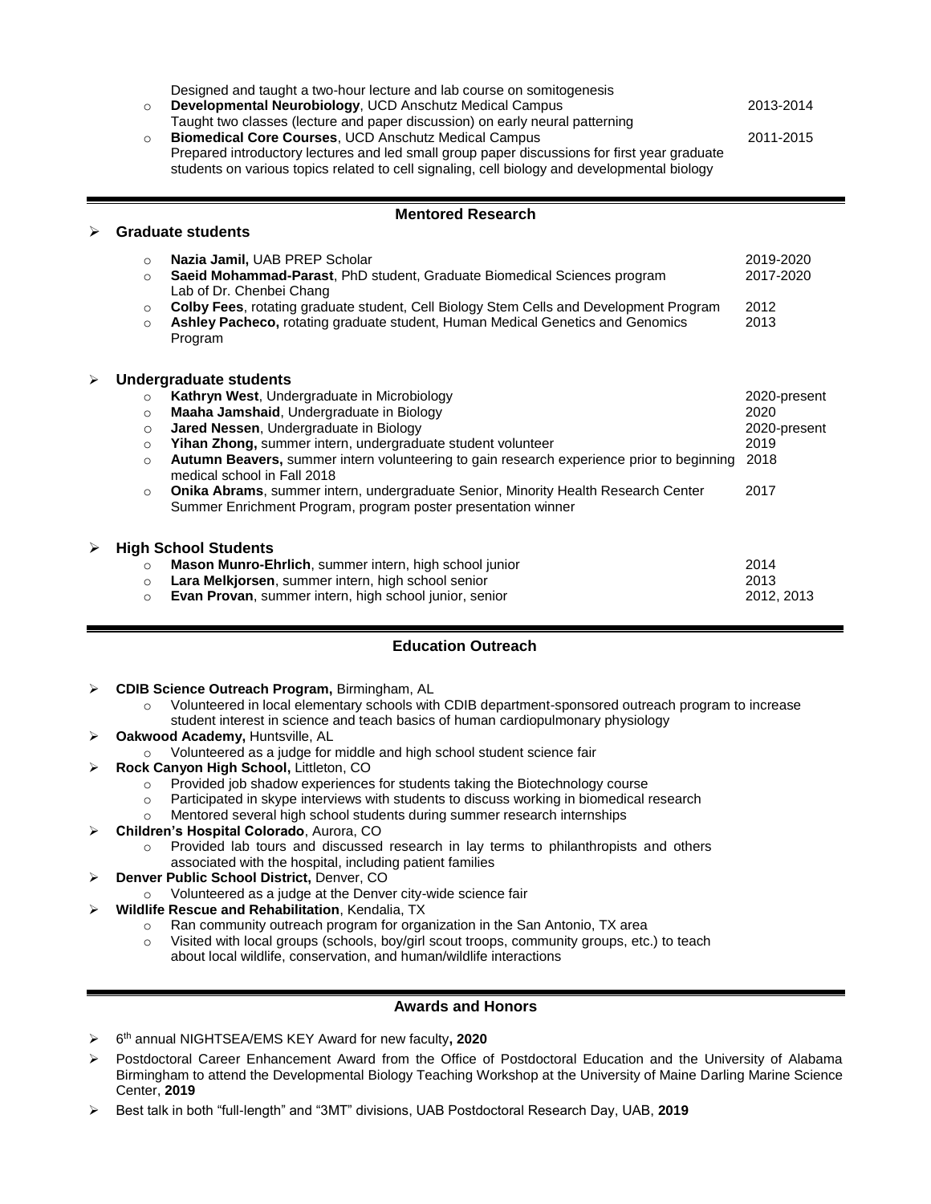Designed and taught a two-hour lecture and lab course on somitogenesis

- **Developmental Neurobiology**, UCD Anschutz Medical Campus — 2013-2014
  Taught two classes (lecture and paper discussion) on early neural patterning
- **Biomedical Core Courses**, UCD Anschutz Medical Campus — 2011-2015
  Prepared introductory lectures and led small group paper discussions for first year graduate students on various topics related to cell signaling, cell biology and developmental biology

## Mentored Research

### Graduate students

- **Nazia Jamil,** UAB PREP Scholar — 2019-2020
- **Saeid Mohammad-Parast**, PhD student, Graduate Biomedical Sciences program Lab of Dr. Chenbei Chang — 2017-2020
- **Colby Fees**, rotating graduate student, Cell Biology Stem Cells and Development Program — 2012
- **Ashley Pacheco,** rotating graduate student, Human Medical Genetics and Genomics Program — 2013

### Undergraduate students

- **Kathryn West**, Undergraduate in Microbiology — 2020-present
- **Maaha Jamshaid**, Undergraduate in Biology — 2020
- **Jared Nessen**, Undergraduate in Biology — 2020-present
- **Yihan Zhong,** summer intern, undergraduate student volunteer — 2019
- **Autumn Beavers,** summer intern volunteering to gain research experience prior to beginning medical school in Fall 2018 — 2018
- **Onika Abrams**, summer intern, undergraduate Senior, Minority Health Research Center Summer Enrichment Program, program poster presentation winner — 2017

### High School Students

- **Mason Munro-Ehrlich**, summer intern, high school junior — 2014
- **Lara Melkjorsen**, summer intern, high school senior — 2013
- **Evan Provan**, summer intern, high school junior, senior — 2012, 2013

## Education Outreach

- **CDIB Science Outreach Program,** Birmingham, AL
  - Volunteered in local elementary schools with CDIB department-sponsored outreach program to increase student interest in science and teach basics of human cardiopulmonary physiology
- **Oakwood Academy,** Huntsville, AL
  - Volunteered as a judge for middle and high school student science fair
- **Rock Canyon High School,** Littleton, CO
  - Provided job shadow experiences for students taking the Biotechnology course
  - Participated in skype interviews with students to discuss working in biomedical research
  - Mentored several high school students during summer research internships
- **Children's Hospital Colorado**, Aurora, CO
  - Provided lab tours and discussed research in lay terms to philanthropists and others associated with the hospital, including patient families
- **Denver Public School District,** Denver, CO
  - Volunteered as a judge at the Denver city-wide science fair
- **Wildlife Rescue and Rehabilitation**, Kendalia, TX
  - Ran community outreach program for organization in the San Antonio, TX area
  - Visited with local groups (schools, boy/girl scout troops, community groups, etc.) to teach about local wildlife, conservation, and human/wildlife interactions

## Awards and Honors

- 6th annual NIGHTSEA/EMS KEY Award for new faculty**, 2020**
- Postdoctoral Career Enhancement Award from the Office of Postdoctoral Education and the University of Alabama Birmingham to attend the Developmental Biology Teaching Workshop at the University of Maine Darling Marine Science Center, **2019**
- Best talk in both "full-length" and "3MT" divisions, UAB Postdoctoral Research Day, UAB, **2019**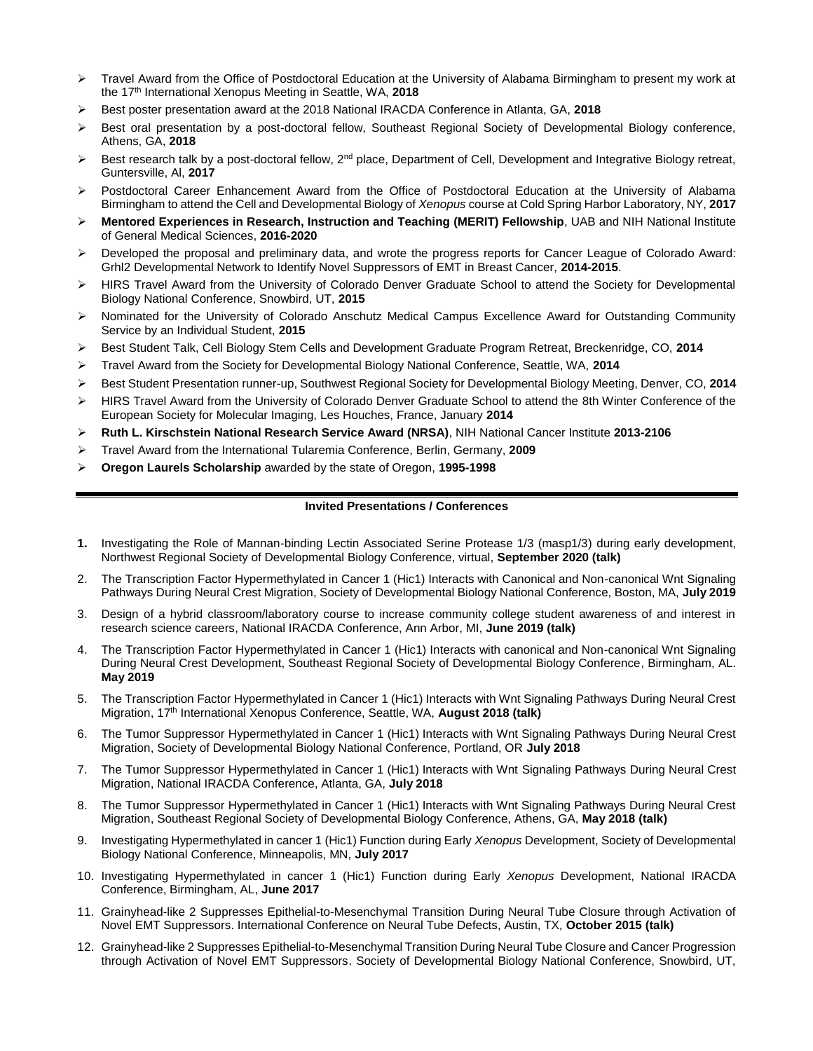- Travel Award from the Office of Postdoctoral Education at the University of Alabama Birmingham to present my work at the 17th International Xenopus Meeting in Seattle, WA, **2018**
- Best poster presentation award at the 2018 National IRACDA Conference in Atlanta, GA, **2018**
- Best oral presentation by a post-doctoral fellow, Southeast Regional Society of Developmental Biology conference, Athens, GA, **2018**
- Best research talk by a post-doctoral fellow, 2nd place, Department of Cell, Development and Integrative Biology retreat, Guntersville, Al, **2017**
- Postdoctoral Career Enhancement Award from the Office of Postdoctoral Education at the University of Alabama Birmingham to attend the Cell and Developmental Biology of *Xenopus* course at Cold Spring Harbor Laboratory, NY, **2017**
- **Mentored Experiences in Research, Instruction and Teaching (MERIT) Fellowship**, UAB and NIH National Institute of General Medical Sciences, **2016-2020**
- Developed the proposal and preliminary data, and wrote the progress reports for Cancer League of Colorado Award: Grhl2 Developmental Network to Identify Novel Suppressors of EMT in Breast Cancer, **2014-2015**.
- HIRS Travel Award from the University of Colorado Denver Graduate School to attend the Society for Developmental Biology National Conference, Snowbird, UT, **2015**
- Nominated for the University of Colorado Anschutz Medical Campus Excellence Award for Outstanding Community Service by an Individual Student, **2015**
- Best Student Talk, Cell Biology Stem Cells and Development Graduate Program Retreat, Breckenridge, CO, **2014**
- Travel Award from the Society for Developmental Biology National Conference, Seattle, WA, **2014**
- Best Student Presentation runner-up, Southwest Regional Society for Developmental Biology Meeting, Denver, CO, **2014**
- HIRS Travel Award from the University of Colorado Denver Graduate School to attend the 8th Winter Conference of the European Society for Molecular Imaging, Les Houches, France, January **2014**
- **Ruth L. Kirschstein National Research Service Award (NRSA)**, NIH National Cancer Institute **2013-2106**
- Travel Award from the International Tularemia Conference, Berlin, Germany, **2009**
- **Oregon Laurels Scholarship** awarded by the state of Oregon, **1995-1998**

---

**Invited Presentations / Conferences**

1. Investigating the Role of Mannan-binding Lectin Associated Serine Protease 1/3 (masp1/3) during early development, Northwest Regional Society of Developmental Biology Conference, virtual, **September 2020 (talk)**
2. The Transcription Factor Hypermethylated in Cancer 1 (Hic1) Interacts with Canonical and Non-canonical Wnt Signaling Pathways During Neural Crest Migration, Society of Developmental Biology National Conference, Boston, MA, **July 2019**
3. Design of a hybrid classroom/laboratory course to increase community college student awareness of and interest in research science careers, National IRACDA Conference, Ann Arbor, MI, **June 2019 (talk)**
4. The Transcription Factor Hypermethylated in Cancer 1 (Hic1) Interacts with canonical and Non-canonical Wnt Signaling During Neural Crest Development, Southeast Regional Society of Developmental Biology Conference, Birmingham, AL. **May 2019**
5. The Transcription Factor Hypermethylated in Cancer 1 (Hic1) Interacts with Wnt Signaling Pathways During Neural Crest Migration, 17th International Xenopus Conference, Seattle, WA, **August 2018 (talk)**
6. The Tumor Suppressor Hypermethylated in Cancer 1 (Hic1) Interacts with Wnt Signaling Pathways During Neural Crest Migration, Society of Developmental Biology National Conference, Portland, OR **July 2018**
7. The Tumor Suppressor Hypermethylated in Cancer 1 (Hic1) Interacts with Wnt Signaling Pathways During Neural Crest Migration, National IRACDA Conference, Atlanta, GA, **July 2018**
8. The Tumor Suppressor Hypermethylated in Cancer 1 (Hic1) Interacts with Wnt Signaling Pathways During Neural Crest Migration, Southeast Regional Society of Developmental Biology Conference, Athens, GA, **May 2018 (talk)**
9. Investigating Hypermethylated in cancer 1 (Hic1) Function during Early *Xenopus* Development, Society of Developmental Biology National Conference, Minneapolis, MN, **July 2017**
10. Investigating Hypermethylated in cancer 1 (Hic1) Function during Early *Xenopus* Development, National IRACDA Conference, Birmingham, AL, **June 2017**
11. Grainyhead-like 2 Suppresses Epithelial-to-Mesenchymal Transition During Neural Tube Closure through Activation of Novel EMT Suppressors. International Conference on Neural Tube Defects, Austin, TX, **October 2015 (talk)**
12. Grainyhead-like 2 Suppresses Epithelial-to-Mesenchymal Transition During Neural Tube Closure and Cancer Progression through Activation of Novel EMT Suppressors. Society of Developmental Biology National Conference, Snowbird, UT,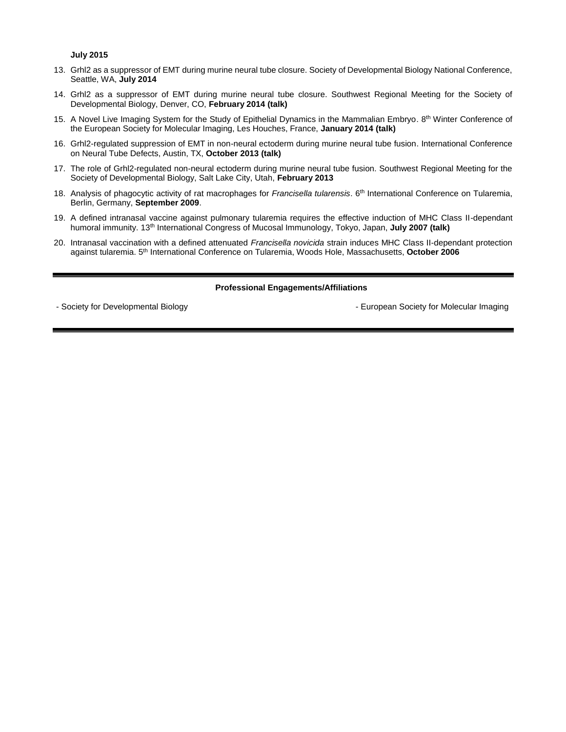**July 2015**

13. Grhl2 as a suppressor of EMT during murine neural tube closure. Society of Developmental Biology National Conference, Seattle, WA, **July 2014**
14. Grhl2 as a suppressor of EMT during murine neural tube closure. Southwest Regional Meeting for the Society of Developmental Biology, Denver, CO, **February 2014 (talk)**
15. A Novel Live Imaging System for the Study of Epithelial Dynamics in the Mammalian Embryo. 8th Winter Conference of the European Society for Molecular Imaging, Les Houches, France, **January 2014 (talk)**
16. Grhl2-regulated suppression of EMT in non-neural ectoderm during murine neural tube fusion. International Conference on Neural Tube Defects, Austin, TX, **October 2013 (talk)**
17. The role of Grhl2-regulated non-neural ectoderm during murine neural tube fusion. Southwest Regional Meeting for the Society of Developmental Biology, Salt Lake City, Utah, **February 2013**
18. Analysis of phagocytic activity of rat macrophages for *Francisella tularensis*. 6th International Conference on Tularemia, Berlin, Germany, **September 2009**.
19. A defined intranasal vaccine against pulmonary tularemia requires the effective induction of MHC Class II-dependant humoral immunity. 13th International Congress of Mucosal Immunology, Tokyo, Japan, **July 2007 (talk)**
20. Intranasal vaccination with a defined attenuated *Francisella novicida* strain induces MHC Class II-dependant protection against tularemia. 5th International Conference on Tularemia, Woods Hole, Massachusetts, **October 2006**

---

## Professional Engagements/Affiliations

- Society for Developmental Biology
- European Society for Molecular Imaging

---